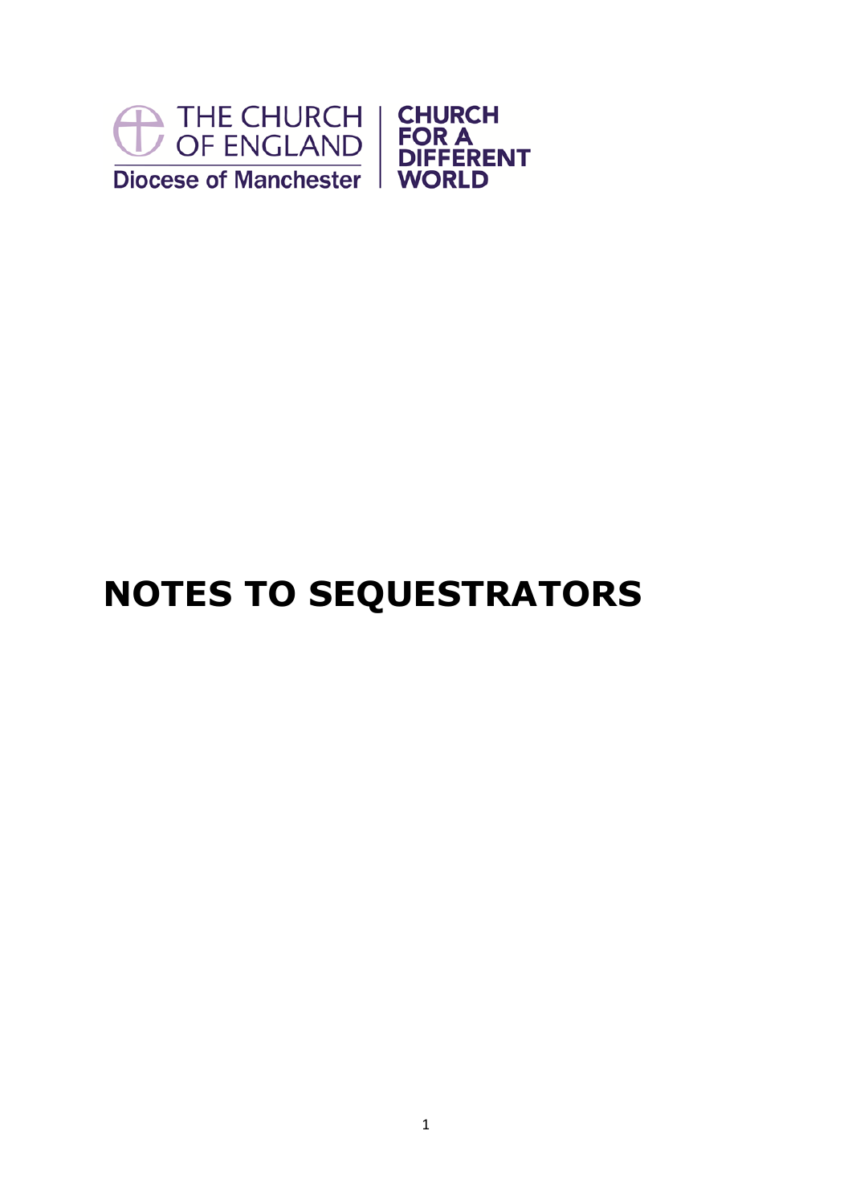THE CHURCH OF ENGLAND
Diocese of Manchester

CHURCH FOR A DIFFERENT WORLD

# NOTES TO SEQUESTRATORS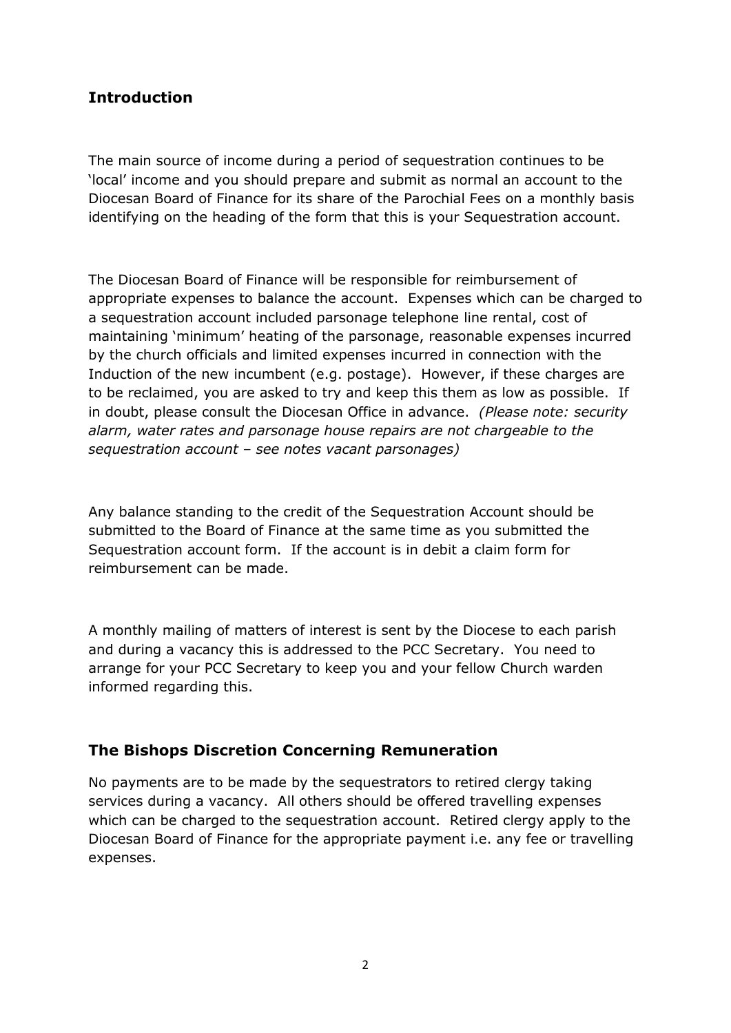## Introduction

The main source of income during a period of sequestration continues to be 'local' income and you should prepare and submit as normal an account to the Diocesan Board of Finance for its share of the Parochial Fees on a monthly basis identifying on the heading of the form that this is your Sequestration account.

The Diocesan Board of Finance will be responsible for reimbursement of appropriate expenses to balance the account. Expenses which can be charged to a sequestration account included parsonage telephone line rental, cost of maintaining 'minimum' heating of the parsonage, reasonable expenses incurred by the church officials and limited expenses incurred in connection with the Induction of the new incumbent (e.g. postage). However, if these charges are to be reclaimed, you are asked to try and keep this them as low as possible. If in doubt, please consult the Diocesan Office in advance. *(Please note: security alarm, water rates and parsonage house repairs are not chargeable to the sequestration account – see notes vacant parsonages)*

Any balance standing to the credit of the Sequestration Account should be submitted to the Board of Finance at the same time as you submitted the Sequestration account form. If the account is in debit a claim form for reimbursement can be made.

A monthly mailing of matters of interest is sent by the Diocese to each parish and during a vacancy this is addressed to the PCC Secretary. You need to arrange for your PCC Secretary to keep you and your fellow Church warden informed regarding this.

## The Bishops Discretion Concerning Remuneration

No payments are to be made by the sequestrators to retired clergy taking services during a vacancy. All others should be offered travelling expenses which can be charged to the sequestration account. Retired clergy apply to the Diocesan Board of Finance for the appropriate payment i.e. any fee or travelling expenses.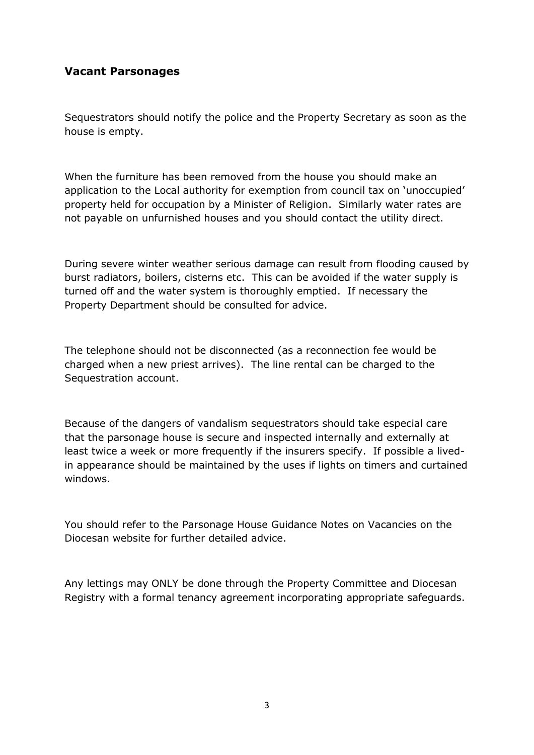## Vacant Parsonages

Sequestrators should notify the police and the Property Secretary as soon as the house is empty.

When the furniture has been removed from the house you should make an application to the Local authority for exemption from council tax on 'unoccupied' property held for occupation by a Minister of Religion. Similarly water rates are not payable on unfurnished houses and you should contact the utility direct.

During severe winter weather serious damage can result from flooding caused by burst radiators, boilers, cisterns etc. This can be avoided if the water supply is turned off and the water system is thoroughly emptied. If necessary the Property Department should be consulted for advice.

The telephone should not be disconnected (as a reconnection fee would be charged when a new priest arrives). The line rental can be charged to the Sequestration account.

Because of the dangers of vandalism sequestrators should take especial care that the parsonage house is secure and inspected internally and externally at least twice a week or more frequently if the insurers specify. If possible a lived-in appearance should be maintained by the uses if lights on timers and curtained windows.

You should refer to the Parsonage House Guidance Notes on Vacancies on the Diocesan website for further detailed advice.

Any lettings may ONLY be done through the Property Committee and Diocesan Registry with a formal tenancy agreement incorporating appropriate safeguards.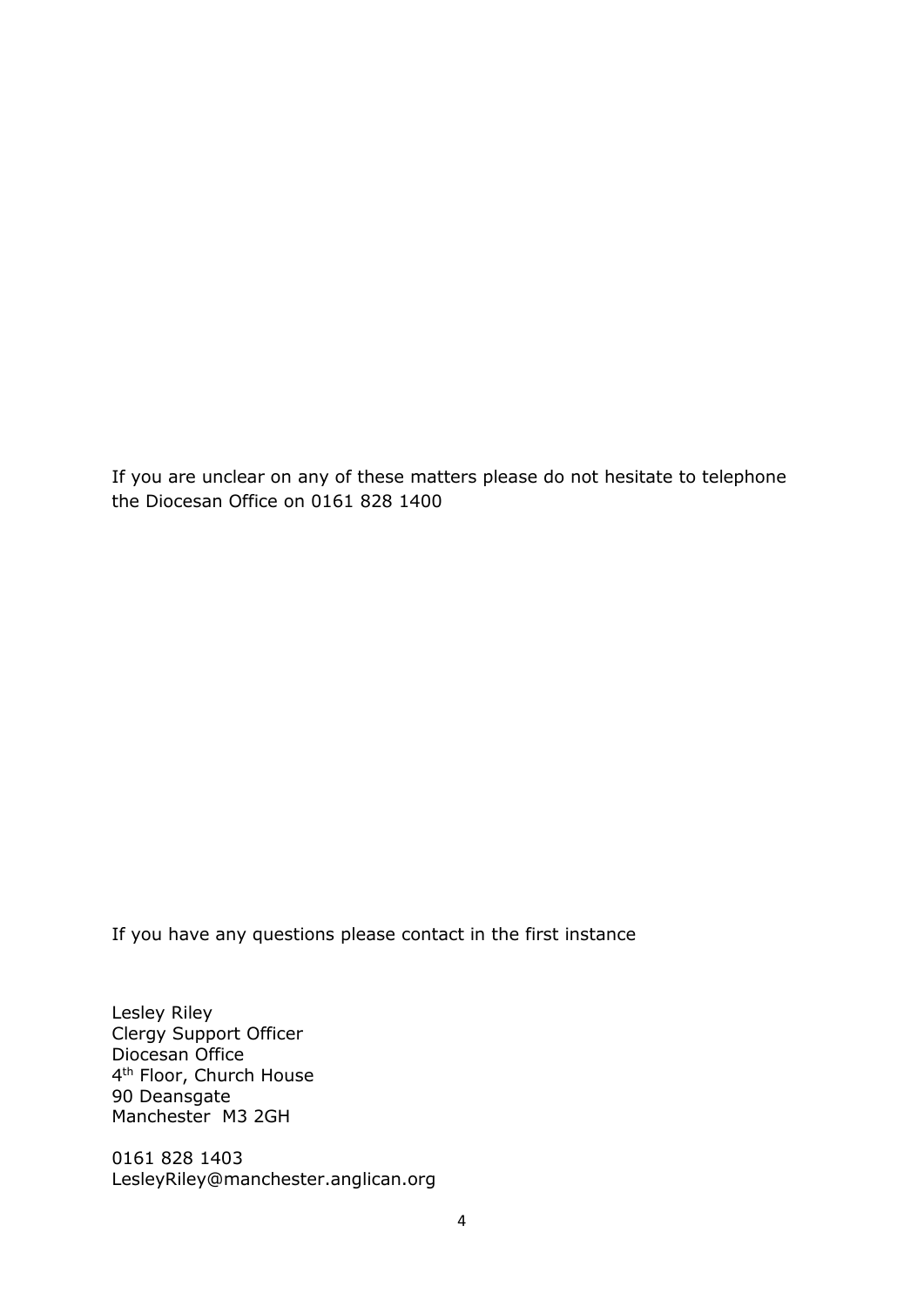If you are unclear on any of these matters please do not hesitate to telephone the Diocesan Office on 0161 828 1400

If you have any questions please contact in the first instance

Lesley Riley
Clergy Support Officer
Diocesan Office
4th Floor, Church House
90 Deansgate
Manchester  M3 2GH

0161 828 1403
LesleyRiley@manchester.anglican.org